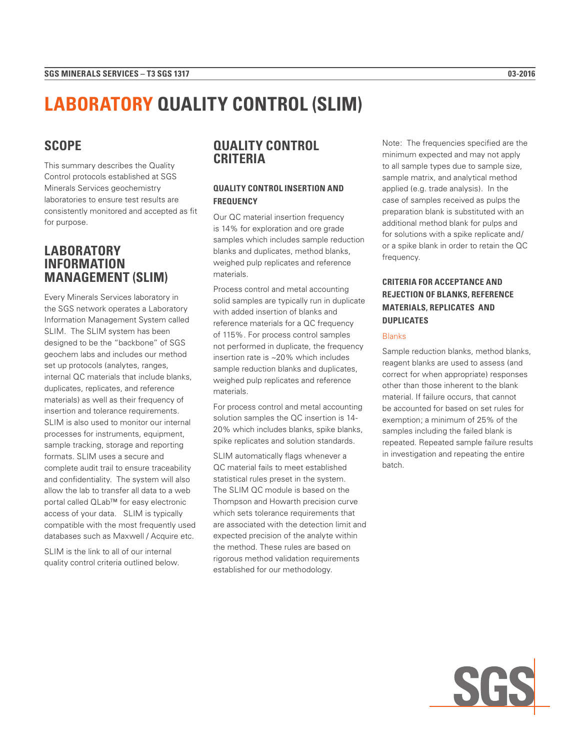# LABORATORY QUALITY CONTROL (SLIM)

## SCOPE

This summary describes the Quality Control protocols established at SGS Minerals Services geochemistry laboratories to ensure test results are consistently monitored and accepted as fit for purpose.

## LABORATORY INFORMATION MANAGEMENT (SLIM)

Every Minerals Services laboratory in the SGS network operates a Laboratory Information Management System called SLIM. The SLIM system has been designed to be the "backbone" of SGS geochem labs and includes our method set up protocols (analytes, ranges, internal QC materials that include blanks, duplicates, replicates, and reference materials) as well as their frequency of insertion and tolerance requirements. SLIM is also used to monitor our internal processes for instruments, equipment, sample tracking, storage and reporting formats. SLIM uses a secure and complete audit trail to ensure traceability and confidentiality. The system will also allow the lab to transfer all data to a web portal called QLab™ for easy electronic access of your data. SLIM is typically compatible with the most frequently used databases such as Maxwell / Acquire etc.

SLIM is the link to all of our internal quality control criteria outlined below.

## QUALITY CONTROL CRITERIA

### QUALITY CONTROL INSERTION AND FREQUENCY

Our QC material insertion frequency is 14% for exploration and ore grade samples which includes sample reduction blanks and duplicates, method blanks, weighed pulp replicates and reference materials.

Process control and metal accounting solid samples are typically run in duplicate with added insertion of blanks and reference materials for a QC frequency of 115%. For process control samples not performed in duplicate, the frequency insertion rate is ~20% which includes sample reduction blanks and duplicates, weighed pulp replicates and reference materials.

For process control and metal accounting solution samples the QC insertion is 14-20% which includes blanks, spike blanks, spike replicates and solution standards.

SLIM automatically flags whenever a QC material fails to meet established statistical rules preset in the system. The SLIM QC module is based on the Thompson and Howarth precision curve which sets tolerance requirements that are associated with the detection limit and expected precision of the analyte within the method. These rules are based on rigorous method validation requirements established for our methodology.

Note: The frequencies specified are the minimum expected and may not apply to all sample types due to sample size, sample matrix, and analytical method applied (e.g. trade analysis). In the case of samples received as pulps the preparation blank is substituted with an additional method blank for pulps and for solutions with a spike replicate and/or a spike blank in order to retain the QC frequency.

### CRITERIA FOR ACCEPTANCE AND REJECTION OF BLANKS, REFERENCE MATERIALS, REPLICATES AND DUPLICATES

#### Blanks

Sample reduction blanks, method blanks, reagent blanks are used to assess (and correct for when appropriate) responses other than those inherent to the blank material. If failure occurs, that cannot be accounted for based on set rules for exemption; a minimum of 25% of the samples including the failed blank is repeated. Repeated sample failure results in investigation and repeating the entire batch.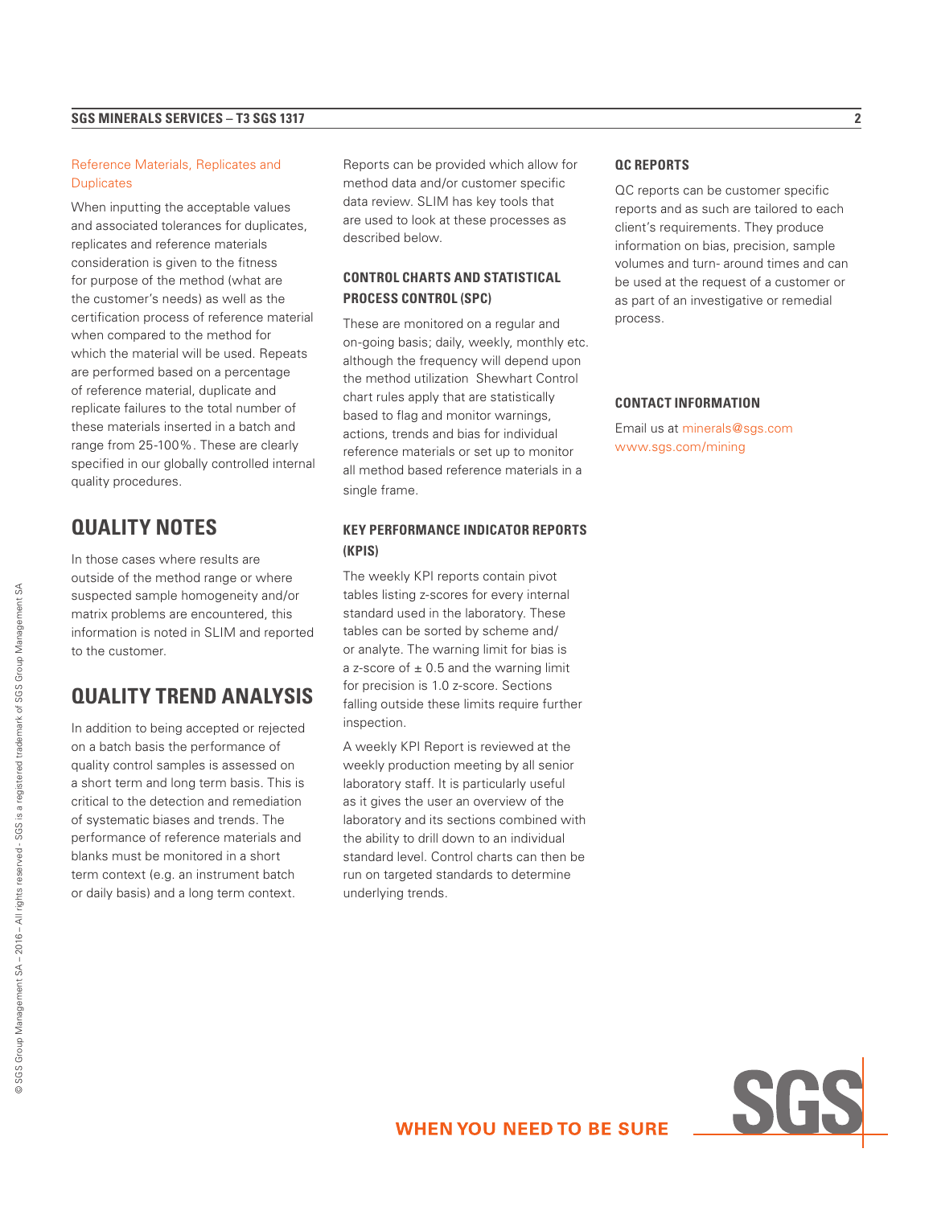### Reference Materials, Replicates and Duplicates

When inputting the acceptable values and associated tolerances for duplicates, replicates and reference materials consideration is given to the fitness for purpose of the method (what are the customer's needs) as well as the certification process of reference material when compared to the method for which the material will be used. Repeats are performed based on a percentage of reference material, duplicate and replicate failures to the total number of these materials inserted in a batch and range from 25-100%. These are clearly specified in our globally controlled internal quality procedures.

## QUALITY NOTES

In those cases where results are outside of the method range or where suspected sample homogeneity and/or matrix problems are encountered, this information is noted in SLIM and reported to the customer.

## QUALITY TREND ANALYSIS

In addition to being accepted or rejected on a batch basis the performance of quality control samples is assessed on a short term and long term basis. This is critical to the detection and remediation of systematic biases and trends. The performance of reference materials and blanks must be monitored in a short term context (e.g. an instrument batch or daily basis) and a long term context.

Reports can be provided which allow for method data and/or customer specific data review. SLIM has key tools that are used to look at these processes as described below.

### CONTROL CHARTS AND STATISTICAL PROCESS CONTROL (SPC)

These are monitored on a regular and on-going basis; daily, weekly, monthly etc. although the frequency will depend upon the method utilization  Shewhart Control chart rules apply that are statistically based to flag and monitor warnings, actions, trends and bias for individual reference materials or set up to monitor all method based reference materials in a single frame.

### KEY PERFORMANCE INDICATOR REPORTS (KPIS)

The weekly KPI reports contain pivot tables listing z-scores for every internal standard used in the laboratory. These tables can be sorted by scheme and/or analyte. The warning limit for bias is a z-score of ± 0.5 and the warning limit for precision is 1.0 z-score. Sections falling outside these limits require further inspection.

A weekly KPI Report is reviewed at the weekly production meeting by all senior laboratory staff. It is particularly useful as it gives the user an overview of the laboratory and its sections combined with the ability to drill down to an individual standard level. Control charts can then be run on targeted standards to determine underlying trends.

### QC REPORTS

QC reports can be customer specific reports and as such are tailored to each client's requirements. They produce information on bias, precision, sample volumes and turn- around times and can be used at the request of a customer or as part of an investigative or remedial process.

### CONTACT INFORMATION

Email us at minerals@sgs.com
www.sgs.com/mining